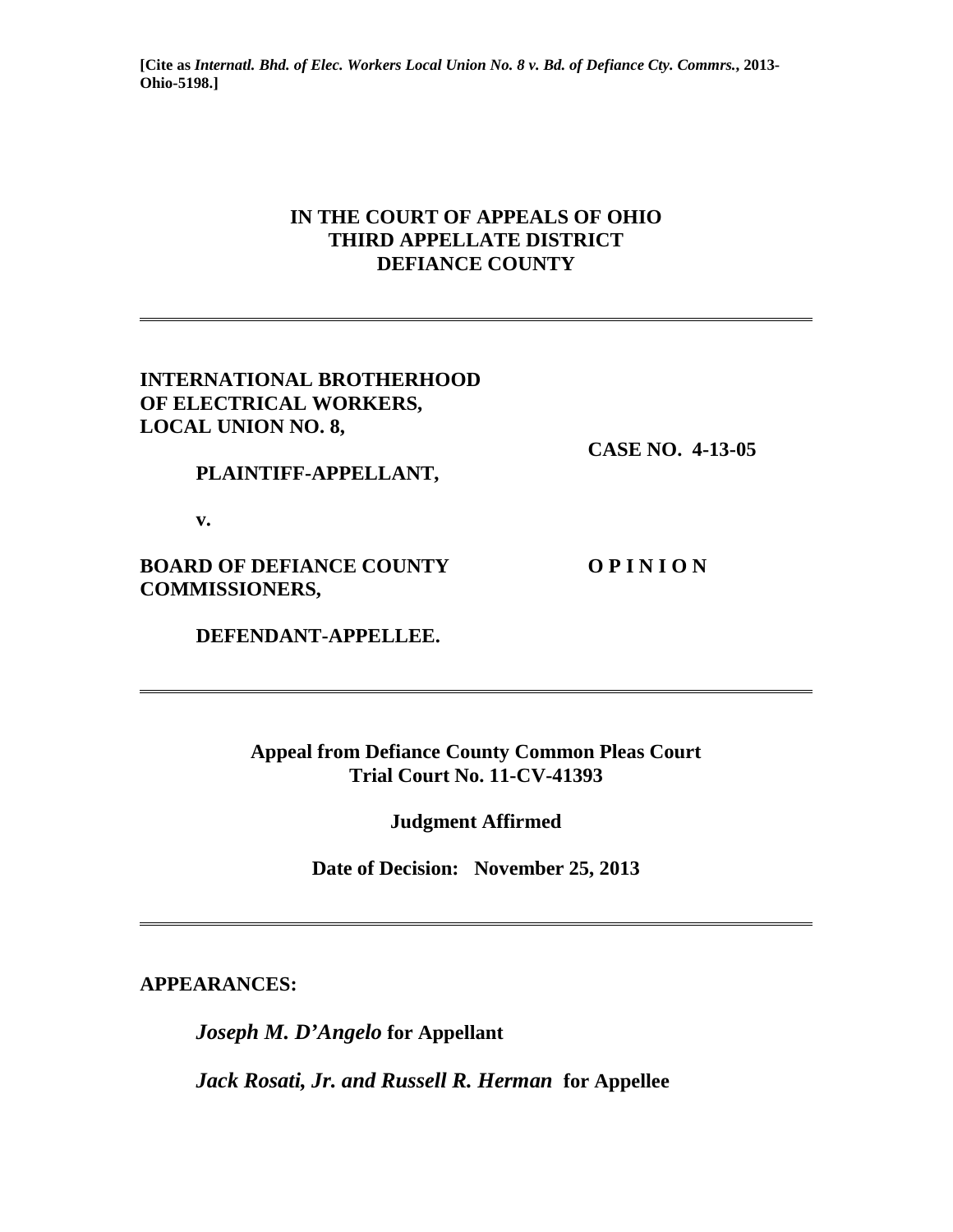**[Cite as *Internatl. Bhd. of Elec. Workers Local Union No. 8 v. Bd. of Defiance Cty. Commrs.*, 2013-Ohio-5198.]**

# IN THE COURT OF APPEALS OF OHIO
## THIRD APPELLATE DISTRICT
## DEFIANCE COUNTY

---

**INTERNATIONAL BROTHERHOOD OF ELECTRICAL WORKERS, LOCAL UNION NO. 8,**

**PLAINTIFF-APPELLANT,**

**CASE NO. 4-13-05**

**v.**

**BOARD OF DEFIANCE COUNTY COMMISSIONERS,**

**DEFENDANT-APPELLEE.**

**O P I N I O N**

---

**Appeal from Defiance County Common Pleas Court**
**Trial Court No. 11-CV-41393**

**Judgment Affirmed**

**Date of Decision: November 25, 2013**

---

**APPEARANCES:**

***Joseph M. D'Angelo* for Appellant**

***Jack Rosati, Jr. and Russell R. Herman* for Appellee**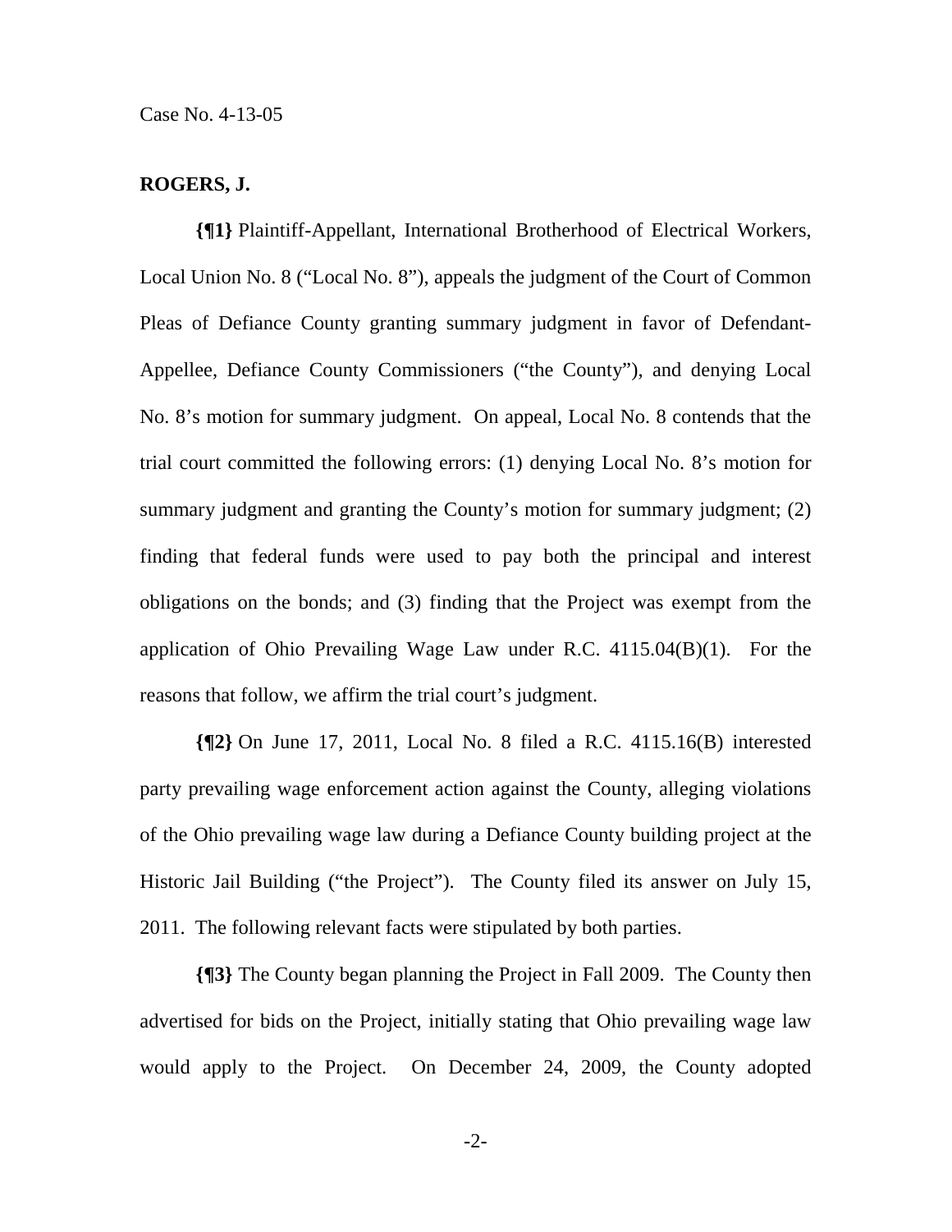**ROGERS, J.**

**{¶1}** Plaintiff-Appellant, International Brotherhood of Electrical Workers, Local Union No. 8 ("Local No. 8"), appeals the judgment of the Court of Common Pleas of Defiance County granting summary judgment in favor of Defendant-Appellee, Defiance County Commissioners ("the County"), and denying Local No. 8's motion for summary judgment. On appeal, Local No. 8 contends that the trial court committed the following errors: (1) denying Local No. 8's motion for summary judgment and granting the County's motion for summary judgment; (2) finding that federal funds were used to pay both the principal and interest obligations on the bonds; and (3) finding that the Project was exempt from the application of Ohio Prevailing Wage Law under R.C. 4115.04(B)(1). For the reasons that follow, we affirm the trial court's judgment.

**{¶2}** On June 17, 2011, Local No. 8 filed a R.C. 4115.16(B) interested party prevailing wage enforcement action against the County, alleging violations of the Ohio prevailing wage law during a Defiance County building project at the Historic Jail Building ("the Project"). The County filed its answer on July 15, 2011. The following relevant facts were stipulated by both parties.

**{¶3}** The County began planning the Project in Fall 2009. The County then advertised for bids on the Project, initially stating that Ohio prevailing wage law would apply to the Project. On December 24, 2009, the County adopted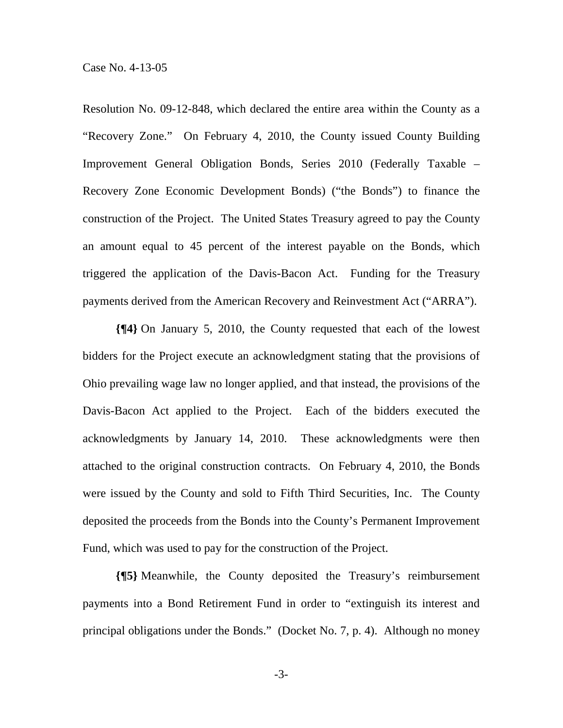Resolution No. 09-12-848, which declared the entire area within the County as a "Recovery Zone." On February 4, 2010, the County issued County Building Improvement General Obligation Bonds, Series 2010 (Federally Taxable – Recovery Zone Economic Development Bonds) ("the Bonds") to finance the construction of the Project. The United States Treasury agreed to pay the County an amount equal to 45 percent of the interest payable on the Bonds, which triggered the application of the Davis-Bacon Act. Funding for the Treasury payments derived from the American Recovery and Reinvestment Act ("ARRA").

**{¶4}** On January 5, 2010, the County requested that each of the lowest bidders for the Project execute an acknowledgment stating that the provisions of Ohio prevailing wage law no longer applied, and that instead, the provisions of the Davis-Bacon Act applied to the Project. Each of the bidders executed the acknowledgments by January 14, 2010. These acknowledgments were then attached to the original construction contracts. On February 4, 2010, the Bonds were issued by the County and sold to Fifth Third Securities, Inc. The County deposited the proceeds from the Bonds into the County's Permanent Improvement Fund, which was used to pay for the construction of the Project.

**{¶5}** Meanwhile, the County deposited the Treasury's reimbursement payments into a Bond Retirement Fund in order to "extinguish its interest and principal obligations under the Bonds." (Docket No. 7, p. 4). Although no money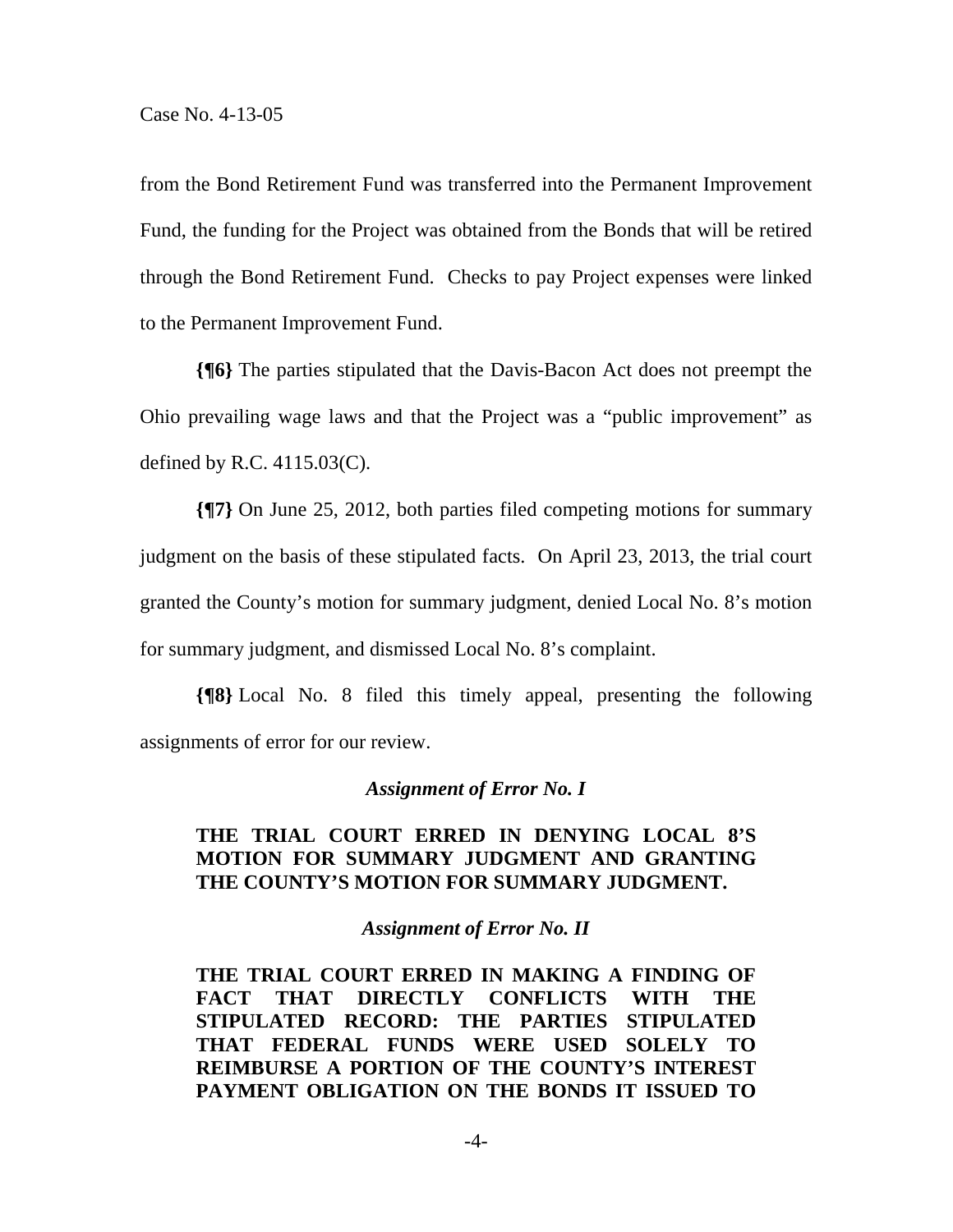from the Bond Retirement Fund was transferred into the Permanent Improvement Fund, the funding for the Project was obtained from the Bonds that will be retired through the Bond Retirement Fund. Checks to pay Project expenses were linked to the Permanent Improvement Fund.

**{¶6}** The parties stipulated that the Davis-Bacon Act does not preempt the Ohio prevailing wage laws and that the Project was a "public improvement" as defined by R.C. 4115.03(C).

**{¶7}** On June 25, 2012, both parties filed competing motions for summary judgment on the basis of these stipulated facts. On April 23, 2013, the trial court granted the County's motion for summary judgment, denied Local No. 8's motion for summary judgment, and dismissed Local No. 8's complaint.

**{¶8}** Local No. 8 filed this timely appeal, presenting the following assignments of error for our review.

*Assignment of Error No. I*

**THE TRIAL COURT ERRED IN DENYING LOCAL 8'S MOTION FOR SUMMARY JUDGMENT AND GRANTING THE COUNTY'S MOTION FOR SUMMARY JUDGMENT.**

*Assignment of Error No. II*

**THE TRIAL COURT ERRED IN MAKING A FINDING OF FACT THAT DIRECTLY CONFLICTS WITH THE STIPULATED RECORD: THE PARTIES STIPULATED THAT FEDERAL FUNDS WERE USED SOLELY TO REIMBURSE A PORTION OF THE COUNTY'S INTEREST PAYMENT OBLIGATION ON THE BONDS IT ISSUED TO**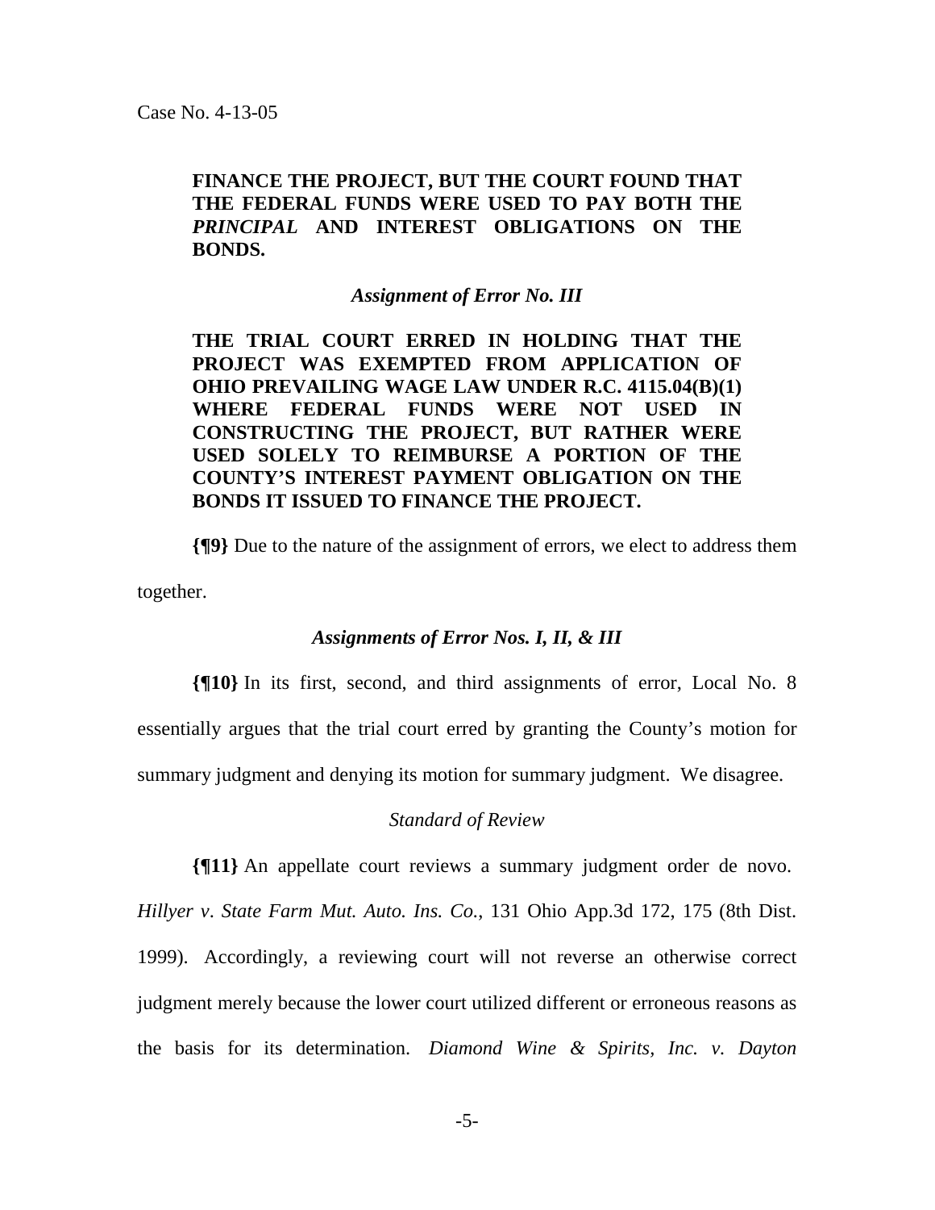**FINANCE THE PROJECT, BUT THE COURT FOUND THAT THE FEDERAL FUNDS WERE USED TO PAY BOTH THE *PRINCIPAL* AND INTEREST OBLIGATIONS ON THE BONDS.**

***Assignment of Error No. III***

**THE TRIAL COURT ERRED IN HOLDING THAT THE PROJECT WAS EXEMPTED FROM APPLICATION OF OHIO PREVAILING WAGE LAW UNDER R.C. 4115.04(B)(1) WHERE FEDERAL FUNDS WERE NOT USED IN CONSTRUCTING THE PROJECT, BUT RATHER WERE USED SOLELY TO REIMBURSE A PORTION OF THE COUNTY'S INTEREST PAYMENT OBLIGATION ON THE BONDS IT ISSUED TO FINANCE THE PROJECT.**

**{¶9}** Due to the nature of the assignment of errors, we elect to address them together.

***Assignments of Error Nos. I, II, & III***

**{¶10}** In its first, second, and third assignments of error, Local No. 8 essentially argues that the trial court erred by granting the County's motion for summary judgment and denying its motion for summary judgment. We disagree.

*Standard of Review*

**{¶11}** An appellate court reviews a summary judgment order de novo. *Hillyer v. State Farm Mut. Auto. Ins. Co.*, 131 Ohio App.3d 172, 175 (8th Dist. 1999). Accordingly, a reviewing court will not reverse an otherwise correct judgment merely because the lower court utilized different or erroneous reasons as the basis for its determination. *Diamond Wine & Spirits, Inc. v. Dayton*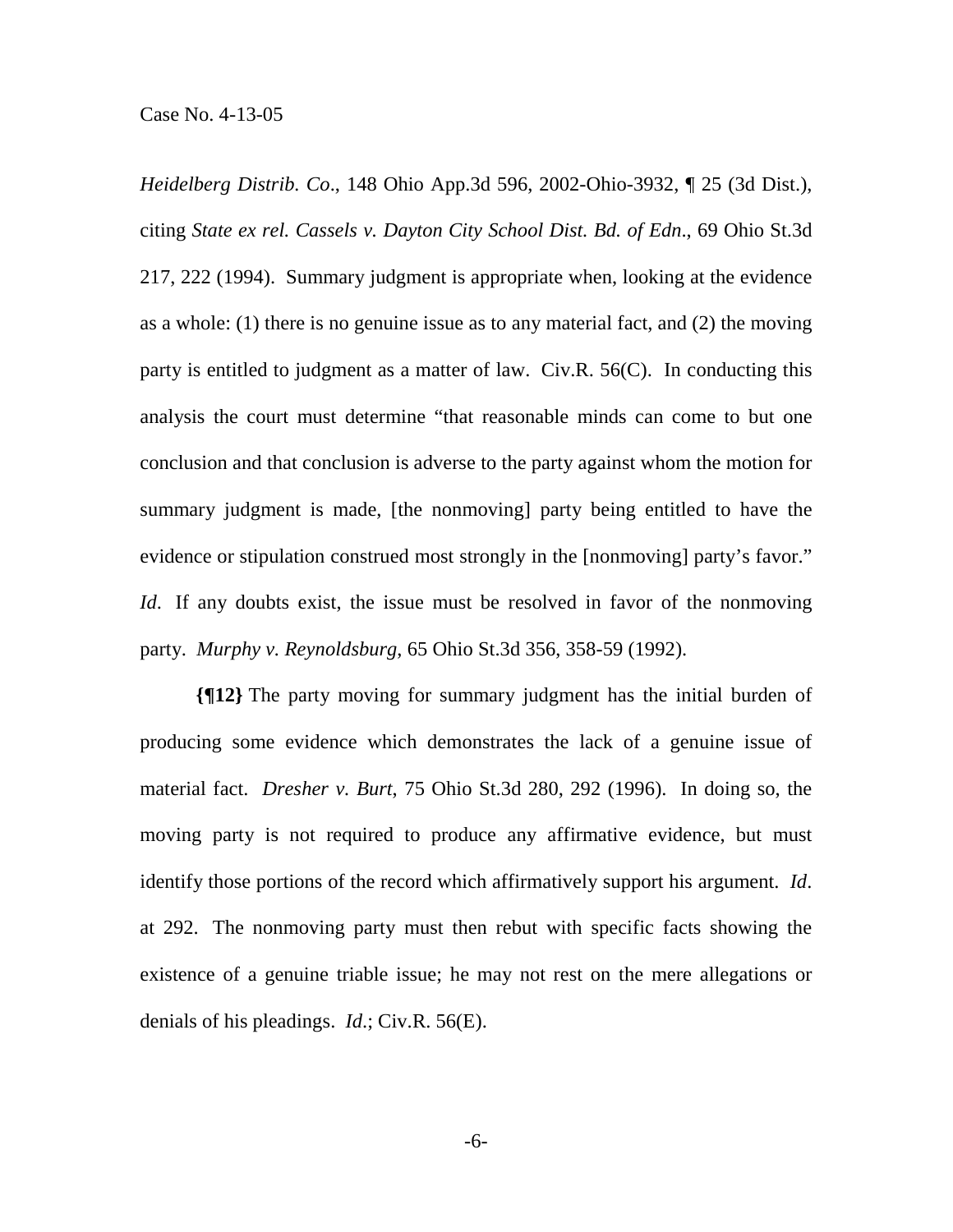*Heidelberg Distrib. Co*., 148 Ohio App.3d 596, 2002-Ohio-3932, ¶ 25 (3d Dist.), citing *State ex rel. Cassels v. Dayton City School Dist. Bd. of Edn*., 69 Ohio St.3d 217, 222 (1994). Summary judgment is appropriate when, looking at the evidence as a whole: (1) there is no genuine issue as to any material fact, and (2) the moving party is entitled to judgment as a matter of law. Civ.R. 56(C). In conducting this analysis the court must determine "that reasonable minds can come to but one conclusion and that conclusion is adverse to the party against whom the motion for summary judgment is made, [the nonmoving] party being entitled to have the evidence or stipulation construed most strongly in the [nonmoving] party's favor." *Id*. If any doubts exist, the issue must be resolved in favor of the nonmoving party. *Murphy v. Reynoldsburg*, 65 Ohio St.3d 356, 358-59 (1992).

**{¶12}** The party moving for summary judgment has the initial burden of producing some evidence which demonstrates the lack of a genuine issue of material fact. *Dresher v. Burt*, 75 Ohio St.3d 280, 292 (1996). In doing so, the moving party is not required to produce any affirmative evidence, but must identify those portions of the record which affirmatively support his argument. *Id*. at 292. The nonmoving party must then rebut with specific facts showing the existence of a genuine triable issue; he may not rest on the mere allegations or denials of his pleadings. *Id*.; Civ.R. 56(E).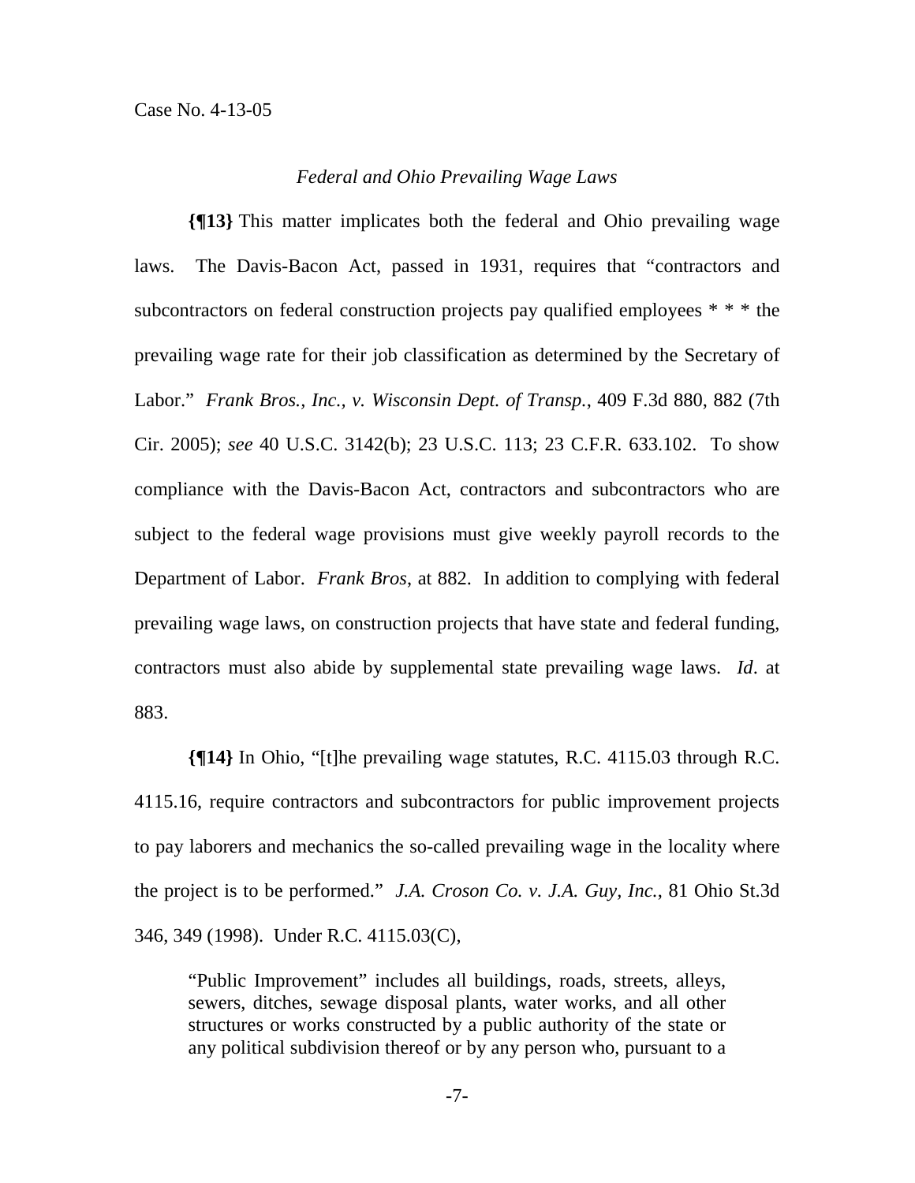*Federal and Ohio Prevailing Wage Laws*

**{¶13}** This matter implicates both the federal and Ohio prevailing wage laws. The Davis-Bacon Act, passed in 1931, requires that "contractors and subcontractors on federal construction projects pay qualified employees * * * the prevailing wage rate for their job classification as determined by the Secretary of Labor." *Frank Bros., Inc., v. Wisconsin Dept. of Transp.*, 409 F.3d 880, 882 (7th Cir. 2005); *see* 40 U.S.C. 3142(b); 23 U.S.C. 113; 23 C.F.R. 633.102. To show compliance with the Davis-Bacon Act, contractors and subcontractors who are subject to the federal wage provisions must give weekly payroll records to the Department of Labor. *Frank Bros*, at 882. In addition to complying with federal prevailing wage laws, on construction projects that have state and federal funding, contractors must also abide by supplemental state prevailing wage laws. *Id*. at 883.

**{¶14}** In Ohio, "[t]he prevailing wage statutes, R.C. 4115.03 through R.C. 4115.16, require contractors and subcontractors for public improvement projects to pay laborers and mechanics the so-called prevailing wage in the locality where the project is to be performed." *J.A. Croson Co. v. J.A. Guy, Inc.*, 81 Ohio St.3d 346, 349 (1998). Under R.C. 4115.03(C),

> "Public Improvement" includes all buildings, roads, streets, alleys, sewers, ditches, sewage disposal plants, water works, and all other structures or works constructed by a public authority of the state or any political subdivision thereof or by any person who, pursuant to a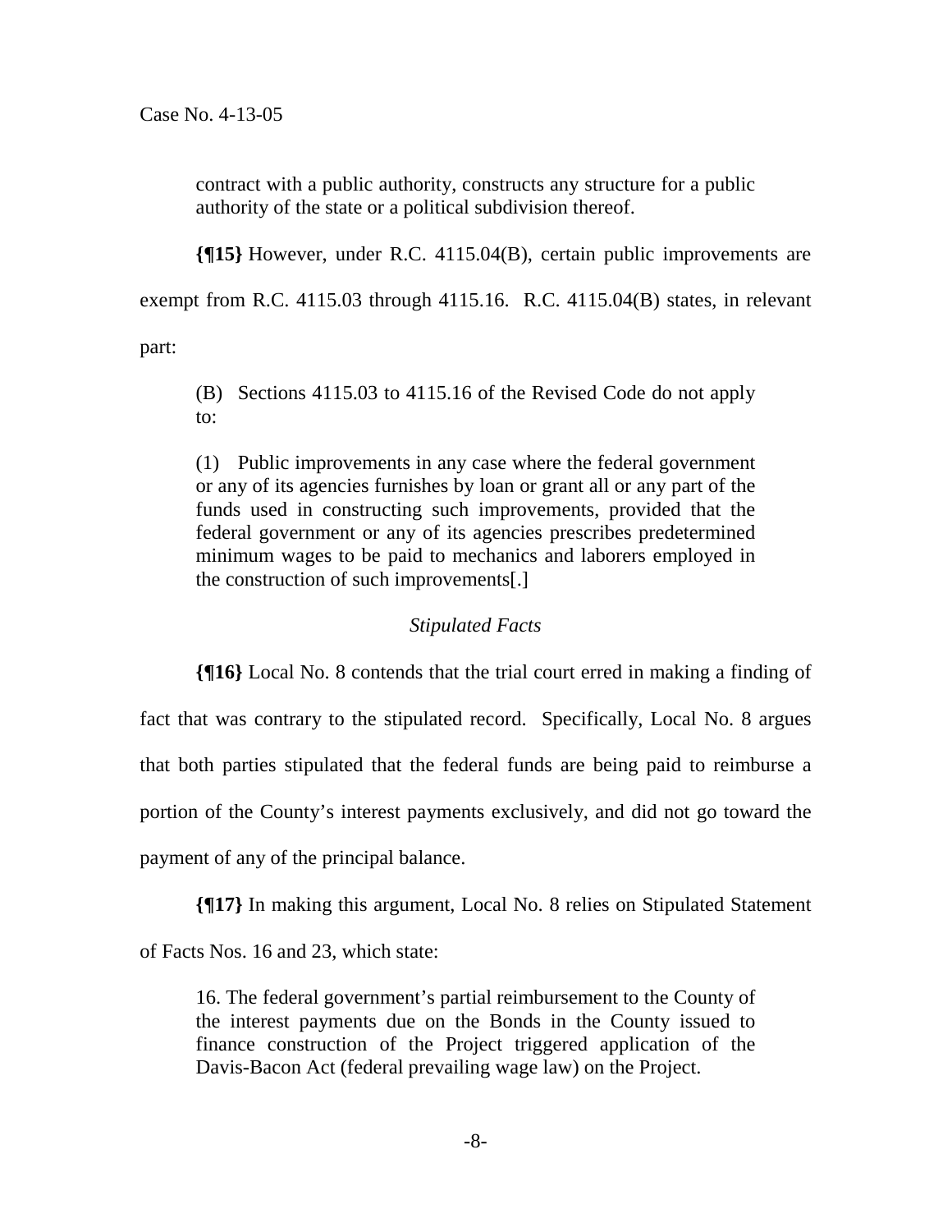> contract with a public authority, constructs any structure for a public authority of the state or a political subdivision thereof.

**{¶15}** However, under R.C. 4115.04(B), certain public improvements are exempt from R.C. 4115.03 through 4115.16. R.C. 4115.04(B) states, in relevant part:

> (B) Sections 4115.03 to 4115.16 of the Revised Code do not apply to:
>
> (1) Public improvements in any case where the federal government or any of its agencies furnishes by loan or grant all or any part of the funds used in constructing such improvements, provided that the federal government or any of its agencies prescribes predetermined minimum wages to be paid to mechanics and laborers employed in the construction of such improvements[.]

*Stipulated Facts*

**{¶16}** Local No. 8 contends that the trial court erred in making a finding of fact that was contrary to the stipulated record. Specifically, Local No. 8 argues that both parties stipulated that the federal funds are being paid to reimburse a portion of the County's interest payments exclusively, and did not go toward the payment of any of the principal balance.

**{¶17}** In making this argument, Local No. 8 relies on Stipulated Statement of Facts Nos. 16 and 23, which state:

> 16. The federal government's partial reimbursement to the County of the interest payments due on the Bonds in the County issued to finance construction of the Project triggered application of the Davis-Bacon Act (federal prevailing wage law) on the Project.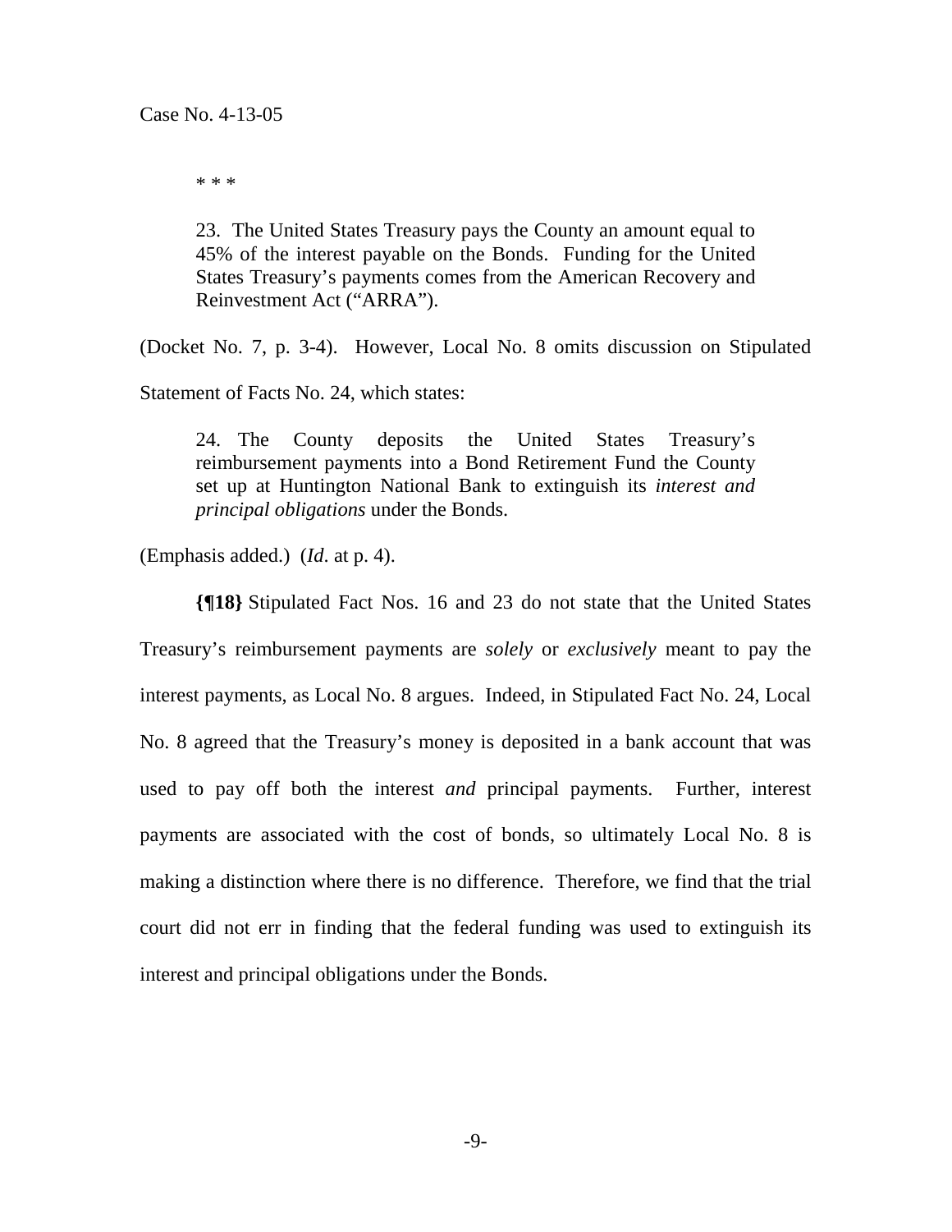\* \* \*

> 23. The United States Treasury pays the County an amount equal to 45% of the interest payable on the Bonds. Funding for the United States Treasury's payments comes from the American Recovery and Reinvestment Act ("ARRA").

(Docket No. 7, p. 3-4). However, Local No. 8 omits discussion on Stipulated Statement of Facts No. 24, which states:

> 24. The County deposits the United States Treasury's reimbursement payments into a Bond Retirement Fund the County set up at Huntington National Bank to extinguish its *interest and principal obligations* under the Bonds.

(Emphasis added.) (*Id*. at p. 4).

**{¶18}** Stipulated Fact Nos. 16 and 23 do not state that the United States Treasury's reimbursement payments are *solely* or *exclusively* meant to pay the interest payments, as Local No. 8 argues. Indeed, in Stipulated Fact No. 24, Local No. 8 agreed that the Treasury's money is deposited in a bank account that was used to pay off both the interest *and* principal payments. Further, interest payments are associated with the cost of bonds, so ultimately Local No. 8 is making a distinction where there is no difference. Therefore, we find that the trial court did not err in finding that the federal funding was used to extinguish its interest and principal obligations under the Bonds.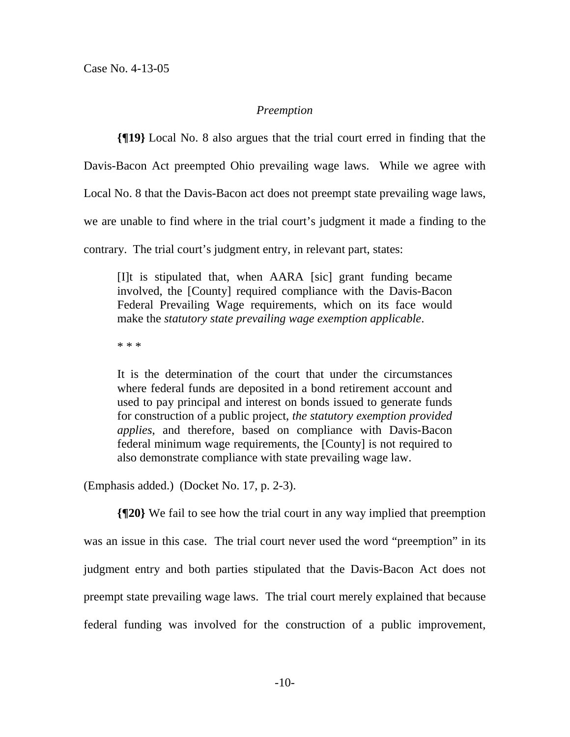*Preemption*

**{¶19}** Local No. 8 also argues that the trial court erred in finding that the Davis-Bacon Act preempted Ohio prevailing wage laws. While we agree with Local No. 8 that the Davis-Bacon act does not preempt state prevailing wage laws, we are unable to find where in the trial court's judgment it made a finding to the contrary. The trial court's judgment entry, in relevant part, states:

> [I]t is stipulated that, when AARA [sic] grant funding became involved, the [County] required compliance with the Davis-Bacon Federal Prevailing Wage requirements, which on its face would make the *statutory state prevailing wage exemption applicable*.
>
> * * *
>
> It is the determination of the court that under the circumstances where federal funds are deposited in a bond retirement account and used to pay principal and interest on bonds issued to generate funds for construction of a public project, *the statutory exemption provided applies*, and therefore, based on compliance with Davis-Bacon federal minimum wage requirements, the [County] is not required to also demonstrate compliance with state prevailing wage law.

(Emphasis added.) (Docket No. 17, p. 2-3).

**{¶20}** We fail to see how the trial court in any way implied that preemption was an issue in this case. The trial court never used the word "preemption" in its judgment entry and both parties stipulated that the Davis-Bacon Act does not preempt state prevailing wage laws. The trial court merely explained that because federal funding was involved for the construction of a public improvement,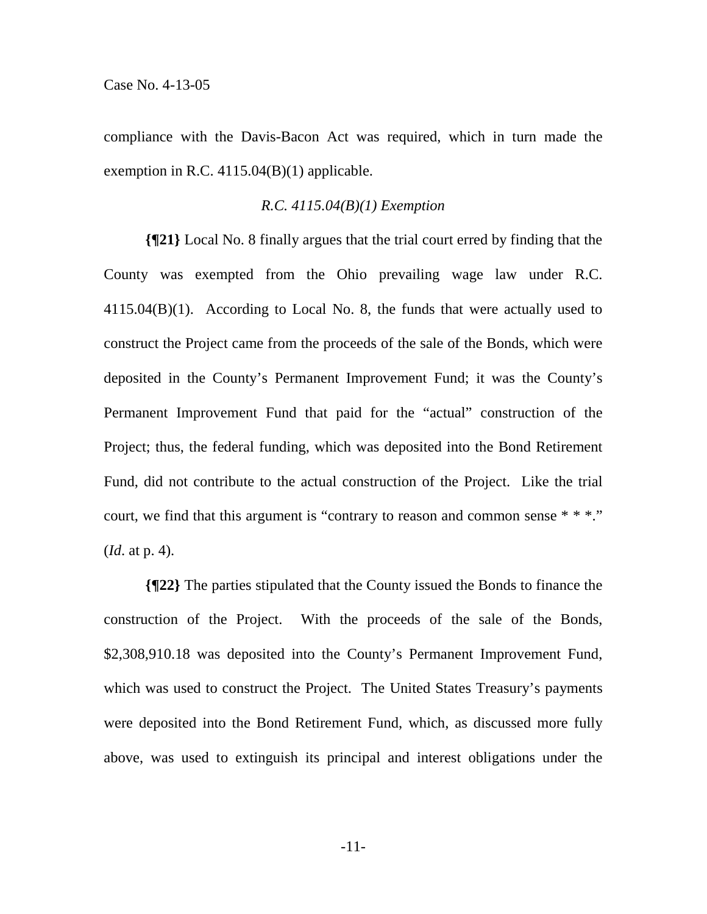compliance with the Davis-Bacon Act was required, which in turn made the exemption in R.C. 4115.04(B)(1) applicable.

*R.C. 4115.04(B)(1) Exemption*

**{¶21}** Local No. 8 finally argues that the trial court erred by finding that the County was exempted from the Ohio prevailing wage law under R.C. 4115.04(B)(1). According to Local No. 8, the funds that were actually used to construct the Project came from the proceeds of the sale of the Bonds, which were deposited in the County's Permanent Improvement Fund; it was the County's Permanent Improvement Fund that paid for the "actual" construction of the Project; thus, the federal funding, which was deposited into the Bond Retirement Fund, did not contribute to the actual construction of the Project. Like the trial court, we find that this argument is "contrary to reason and common sense * * *." (*Id*. at p. 4).

**{¶22}** The parties stipulated that the County issued the Bonds to finance the construction of the Project. With the proceeds of the sale of the Bonds, $2,308,910.18 was deposited into the County's Permanent Improvement Fund, which was used to construct the Project. The United States Treasury's payments were deposited into the Bond Retirement Fund, which, as discussed more fully above, was used to extinguish its principal and interest obligations under the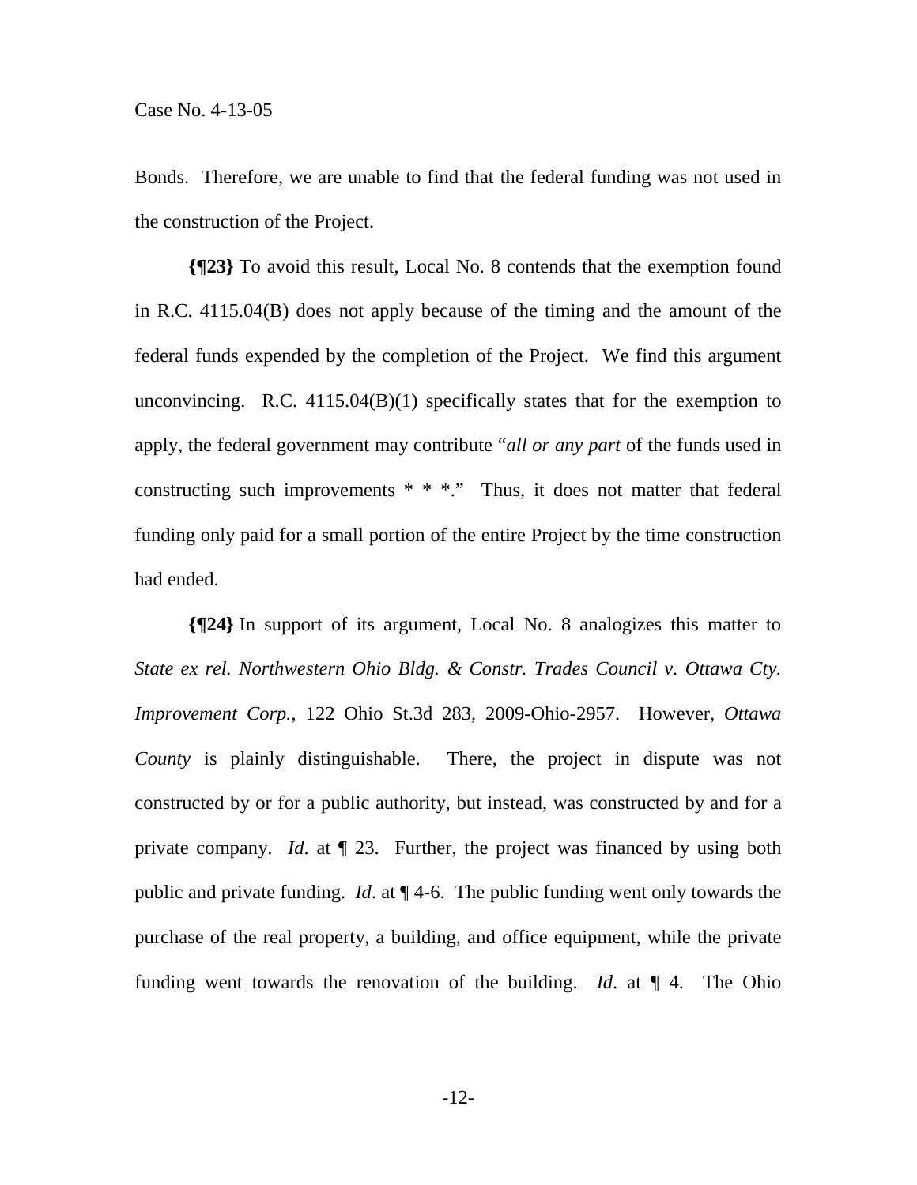Bonds. Therefore, we are unable to find that the federal funding was not used in the construction of the Project.

**{¶23}** To avoid this result, Local No. 8 contends that the exemption found in R.C. 4115.04(B) does not apply because of the timing and the amount of the federal funds expended by the completion of the Project. We find this argument unconvincing. R.C. 4115.04(B)(1) specifically states that for the exemption to apply, the federal government may contribute "*all or any part* of the funds used in constructing such improvements * * *." Thus, it does not matter that federal funding only paid for a small portion of the entire Project by the time construction had ended.

**{¶24}** In support of its argument, Local No. 8 analogizes this matter to *State ex rel. Northwestern Ohio Bldg. & Constr. Trades Council v. Ottawa Cty. Improvement Corp.*, 122 Ohio St.3d 283, 2009-Ohio-2957. However, *Ottawa County* is plainly distinguishable. There, the project in dispute was not constructed by or for a public authority, but instead, was constructed by and for a private company. *Id*. at ¶ 23. Further, the project was financed by using both public and private funding. *Id*. at ¶ 4-6. The public funding went only towards the purchase of the real property, a building, and office equipment, while the private funding went towards the renovation of the building. *Id*. at ¶ 4. The Ohio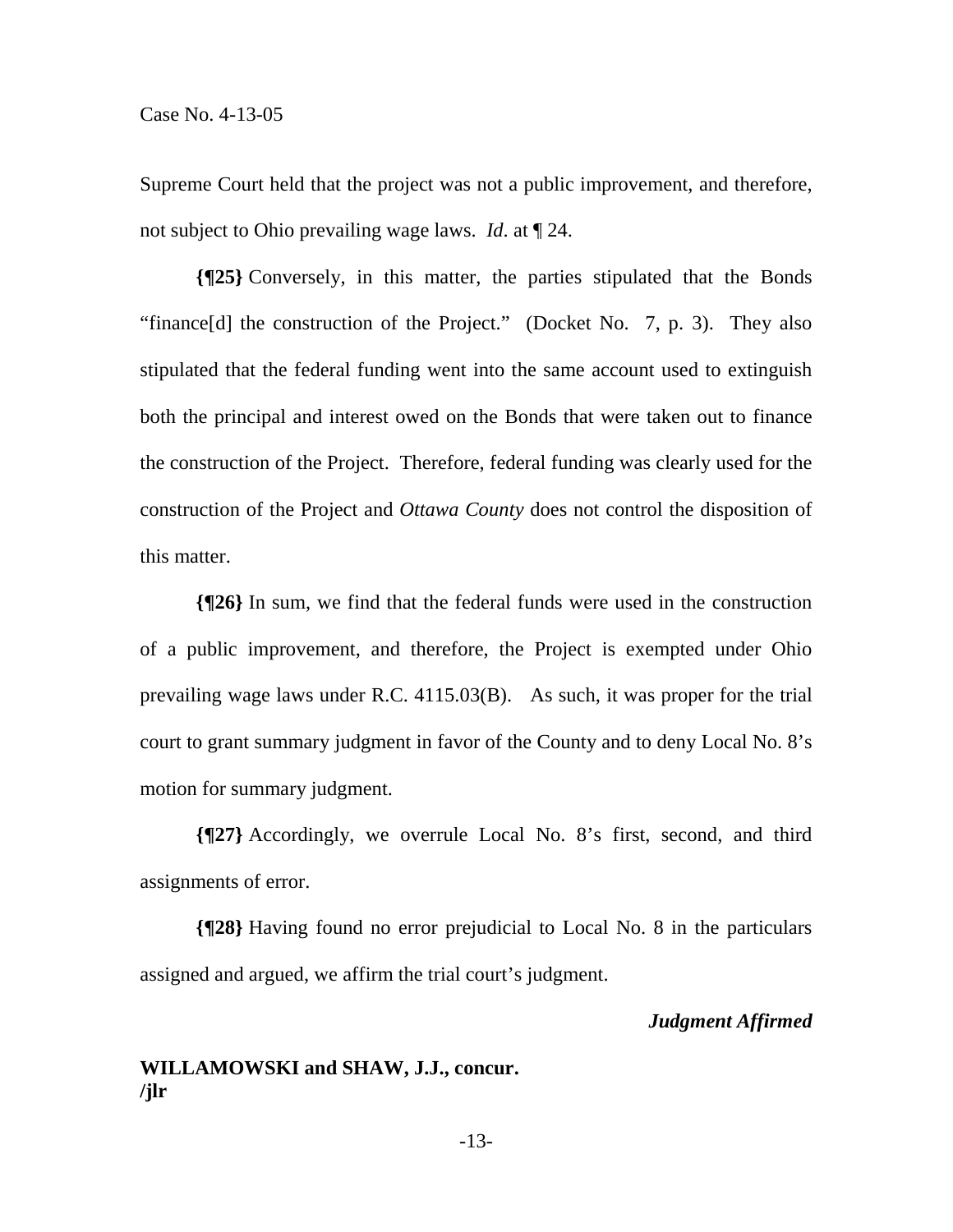Supreme Court held that the project was not a public improvement, and therefore, not subject to Ohio prevailing wage laws. *Id*. at ¶ 24.

**{¶25}** Conversely, in this matter, the parties stipulated that the Bonds "finance[d] the construction of the Project." (Docket No. 7, p. 3). They also stipulated that the federal funding went into the same account used to extinguish both the principal and interest owed on the Bonds that were taken out to finance the construction of the Project. Therefore, federal funding was clearly used for the construction of the Project and *Ottawa County* does not control the disposition of this matter.

**{¶26}** In sum, we find that the federal funds were used in the construction of a public improvement, and therefore, the Project is exempted under Ohio prevailing wage laws under R.C. 4115.03(B). As such, it was proper for the trial court to grant summary judgment in favor of the County and to deny Local No. 8's motion for summary judgment.

**{¶27}** Accordingly, we overrule Local No. 8's first, second, and third assignments of error.

**{¶28}** Having found no error prejudicial to Local No. 8 in the particulars assigned and argued, we affirm the trial court's judgment.

***Judgment Affirmed***

**WILLAMOWSKI and SHAW, J.J., concur.**
**/jlr**